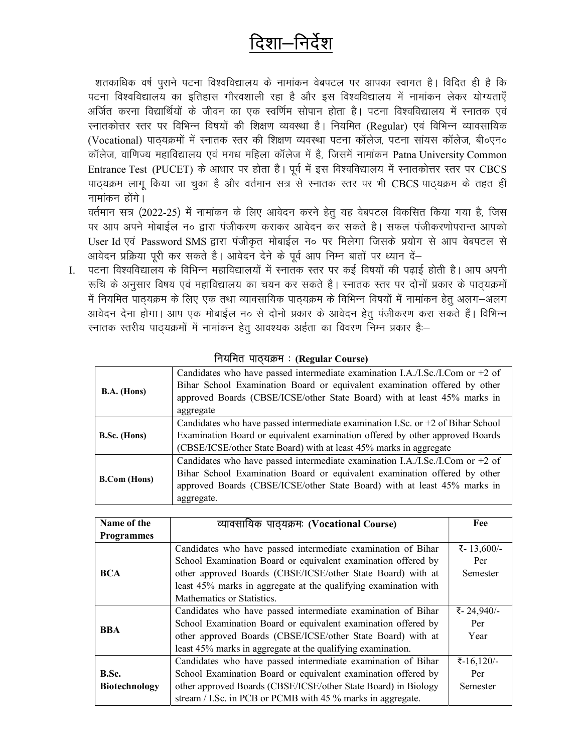# दिशा–निर्देश

शतकाधिक वर्ष पुराने पटना विश्वविद्यालय के नामांकन वेबपटल पर आपका स्वागत है। विदित ही है कि पटना विश्वविद्यालय का इतिहास गौरवशाली रहा है और इस विश्वविद्यालय में नामांकन लेकर योग्यताएँ अर्जित करना विद्यार्थियों के जीवन का एक स्वर्णिम सोपान होता है। पटना विश्वविद्यालय में स्नातक एवं स्नातकोत्तर स्तर पर विभिन्न विषयों की शिक्षण व्यवस्था है। नियमित (Regular) एवं विभिन्न व्यावसायिक (Vocational) पाठ्यक्रमों में स्नातक स्तर की शिक्षण व्यवस्था पटना कॉलेज, पटना सांयस कॉलेज, बी०एन० कॉलेज, वाणिज्य महाविद्यालय एवं मगध महिला कॉलेज में है, जिसमें नामांकन Patna University Common Entrance Test (PUCET) के आधार पर होता है। पूर्व में इस विश्वविद्यालय में स्नातकोत्तर स्तर पर CBCS पाठ्यक्रम लागू किया जा चुका है और वर्तमान सत्र से स्नातक स्तर पर भी CBCS पाठ्यक्रम के तहत हीं नामांकन होंगे।

वर्तमान सत्र (2022-25) में नामांकन के लिए आवेदन करने हेतु यह वेबपटल विकसित किया गया है, जिस पर आप अपने मोबाईल न० द्वारा पंजीकरण कराकर आवेदन कर सकते है। सफल पंजीकरणोपरान्त आपको User Id एवं Password SMS द्वारा पंजीकृत मोबाईल न० पर मिलेगा जिसके प्रयोग से आप वेबपटल से आवेदन प्रक्रिया पूरी कर सकते है। आवेदन देने के पूर्व आप निम्न बातों पर ध्यान दें–

I. पटना विश्वविद्यालय के विभिन्न महाविद्यालयों में स्नातक स्तर पर कई विषयों की पढ़ाई होती है। आप अपनी रूचि के अनुसार विषय एवं महाविद्यालय का चयन कर सकते है। स्नातक स्तर पर दोनों प्रकार के पाठ्यक्रमों में नियमित पाठ्यक्रम के लिए एक तथा व्यावसायिक पाठ्यक्रम के विभिन्न विषयों में नामांकन हेतु अलग–अलग आवेदन देना होगा। आप एक मोबाईल न० से दोनो प्रकार के आवेदन हेतु पंजीकरण करा सकते हैं। विभिन्न स्नातक स्तरीय पाठ्यक्रमों में नामांकन हेतु आवश्यक अर्हता का विवरण निम्न प्रकार हैः–

**नियमित पाठ्यक्रम : (Regular Course)**

| | |
|---|---|
| **B.A. (Hons)** | Candidates who have passed intermediate examination I.A./I.Sc./I.Com or +2 of Bihar School Examination Board or equivalent examination offered by other approved Boards (CBSE/ICSE/other State Board) with at least 45% marks in aggregate |
| **B.Sc. (Hons)** | Candidates who have passed intermediate examination I.Sc. or +2 of Bihar School Examination Board or equivalent examination offered by other approved Boards (CBSE/ICSE/other State Board) with at least 45% marks in aggregate |
| **B.Com (Hons)** | Candidates who have passed intermediate examination I.A./I.Sc./I.Com or +2 of Bihar School Examination Board or equivalent examination offered by other approved Boards (CBSE/ICSE/other State Board) with at least 45% marks in aggregate. |

| **Name of the Programmes** | **व्यावसायिक पाठ्यक्रमः (Vocational Course)** | **Fee** |
|---|---|---|
| **BCA** | Candidates who have passed intermediate examination of Bihar School Examination Board or equivalent examination offered by other approved Boards (CBSE/ICSE/other State Board) with at least 45% marks in aggregate at the qualifying examination with Mathematics or Statistics. | ₹- 13,600/- Per Semester |
| **BBA** | Candidates who have passed intermediate examination of Bihar School Examination Board or equivalent examination offered by other approved Boards (CBSE/ICSE/other State Board) with at least 45% marks in aggregate at the qualifying examination. | ₹- 24,940/- Per Year |
| **B.Sc. Biotechnology** | Candidates who have passed intermediate examination of Bihar School Examination Board or equivalent examination offered by other approved Boards (CBSE/ICSE/other State Board) in Biology stream / I.Sc. in PCB or PCMB with 45 % marks in aggregate. | ₹-16,120/- Per Semester |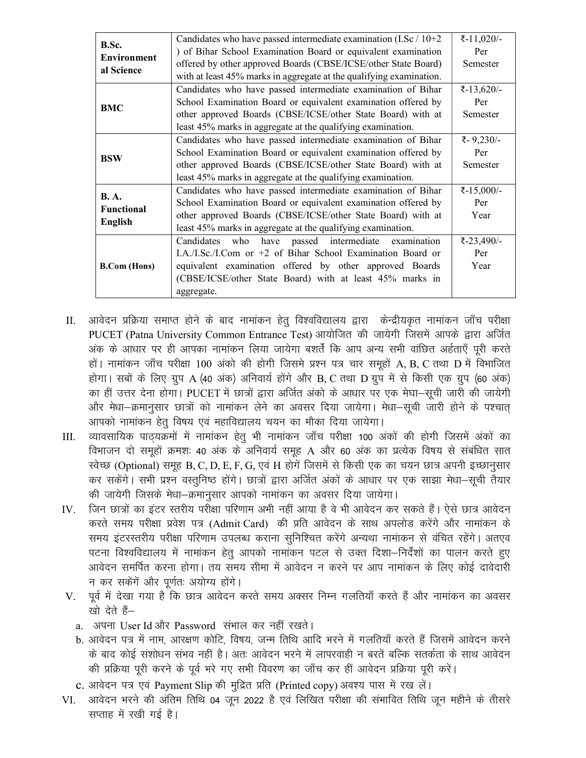| | | |
|---|---|---|
| **B.Sc. Environmental Science** | Candidates who have passed intermediate examination (I.Sc / 10+2 ) of Bihar School Examination Board or equivalent examination offered by other approved Boards (CBSE/ICSE/other State Board) with at least 45% marks in aggregate at the qualifying examination. | ₹-11,020/- Per Semester |
| **BMC** | Candidates who have passed intermediate examination of Bihar School Examination Board or equivalent examination offered by other approved Boards (CBSE/ICSE/other State Board) with at least 45% marks in aggregate at the qualifying examination. | ₹-13,620/- Per Semester |
| **BSW** | Candidates who have passed intermediate examination of Bihar School Examination Board or equivalent examination offered by other approved Boards (CBSE/ICSE/other State Board) with at least 45% marks in aggregate at the qualifying examination. | ₹- 9,230/- Per Semester |
| **B. A. Functional English** | Candidates who have passed intermediate examination of Bihar School Examination Board or equivalent examination offered by other approved Boards (CBSE/ICSE/other State Board) with at least 45% marks in aggregate at the qualifying examination. | ₹-15,000/- Per Year |
| **B.Com (Hons)** | Candidates who have passed intermediate examination I.A./I.Sc./I.Com or +2 of Bihar School Examination Board or equivalent examination offered by other approved Boards (CBSE/ICSE/other State Board) with at least 45% marks in aggregate. | ₹-23,490/- Per Year |

II. आवेदन प्रक्रिया समाप्त होने के बाद नामांकन हेतु विश्वविद्यालय द्वारा केन्द्रीयकृत नामांकन जाँच परीक्षा PUCET (Patna University Common Entrance Test) आयोजित की जायेगी जिसमें आपके द्वारा अर्जित अंक के आधार पर ही आपका नामांकन लिया जायेगा बशर्ते कि आप अन्य सभी वांछित अर्हताएँ पूरी करते हों। नामांकन जाँच परीक्षा 100 अंको की होगी जिसमे प्रश्न पत्र चार समूहों A, B, C तथा D में विभाजित होगा। सबों के लिए ग्रुप A (40 अंक) अनिवार्य होंगे और B, C तथा D ग्रुप में से किसी एक ग्रुप (60 अंक) का हीं उत्तर देना होगा। PUCET में छात्रों द्वारा अर्जित अंको के आधार पर एक मेधा–सूची जारी की जायेगी और मेधा–क्रमानुसार छात्रों को नामांकन लेने का अवसर दिया जायेगा। मेधा–सूची जारी होने के पश्चात् आपको नामांकन हेतु विषय एवं महाविद्यालय चयन का मौका दिया जायेगा।

III. व्यावसायिक पाठ्यक्रमों में नामांकन हेतु भी नामांकन जाँच परीक्षा 100 अंकों की होगी जिसमें अंकों का विभाजन दो समूहों क्रमशः 40 अंक के अनिवार्य समूह A और 60 अंक का प्रत्येक विषय से संबंधित सात स्वेच्छ (Optional) समूह B, C, D, E, F, G, एवं H होगें जिसमें से किसी एक का चयन छात्र अपनी इच्छानुसार कर सकेंगे। सभी प्रश्न वस्तुनिष्ठ होंगे। छात्रों द्वारा अर्जित अंकों के आधार पर एक साझा मेधा–सूची तैयार की जायेगी जिसके मेधा–क्रमानुसार आपको नामांकन का अवसर दिया जायेगा।

IV. जिन छात्रों का इंटर स्तरीय परीक्षा परिणाम अभी नहीं आया है वे भी आवेदन कर सकते हैं। ऐसे छात्र आवेदन करते समय परीक्षा प्रवेश पत्र (Admit Card) की प्रति आवेदन के साथ अपलोड करेंगे और नामांकन के समय इंटरस्तरीय परीक्षा परिणाम उपलब्ध कराना सुनिश्चित करेंगे अन्यथा नामांकन से वंचित रहेंगे। अतएव पटना विश्वविद्यालय में नामांकन हेतु आपको नामांकन पटल से उक्त दिशा–निर्देशों का पालन करते हुए आवेदन समर्पित करना होगा। तय समय सीमा में आवेदन न करने पर आप नामांकन के लिए कोई दावेदारी न कर सकेंगें और पूर्णतः अयोग्य होंगे।

V. पूर्व में देखा गया है कि छात्र आवेदन करते समय अक्सर निम्न गलतियाँ करते हैं और नामांकन का अवसर खो देते हैं–

a. अपना User Id और Password संभाल कर नहीं रखते।

b. आवेदन पत्र में नाम, आरक्षण कोटि, विषय, जन्म तिथि आदि भरने में गलतियाँ करते हैं जिसमें आवेदन करने के बाद कोई संशोधन संभव नहीं है। अतः आवेदन भरने में लापरवाही न बरतें बल्कि सतर्कता के साथ आवेदन की प्रक्रिया पूरी करने के पूर्व भरे गए सभी विवरण का जाँच कर हीं आवेदन प्रक्रिया पूरी करें।

c. आवेदन पत्र एवं Payment Slip की मुद्रित प्रति (Printed copy) अवश्य पास में रख लें।

VI. आवेदन भरने की अंतिम तिथि 04 जून 2022 है एवं लिखित परीक्षा की संभावित तिथि जून महीने के तीसरे सप्ताह में रखी गई है।